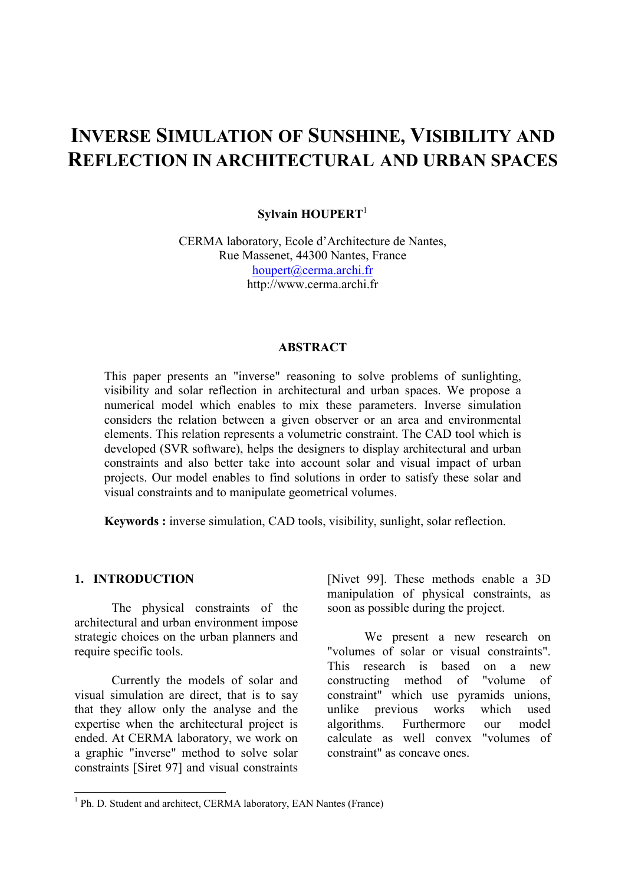# INVERSE SIMULATION OF SUNSHINE, VISIBILITY AND REFLECTION IN ARCHITECTURAL AND URBAN SPACES

**Sylvain HOUPERT**[1]

CERMA laboratory, Ecole d'Architecture de Nantes,
Rue Massenet, 44300 Nantes, France
houpert@cerma.archi.fr
http://www.cerma.archi.fr

## ABSTRACT

This paper presents an "inverse" reasoning to solve problems of sunlighting, visibility and solar reflection in architectural and urban spaces. We propose a numerical model which enables to mix these parameters. Inverse simulation considers the relation between a given observer or an area and environmental elements. This relation represents a volumetric constraint. The CAD tool which is developed (SVR software), helps the designers to display architectural and urban constraints and also better take into account solar and visual impact of urban projects. Our model enables to find solutions in order to satisfy these solar and visual constraints and to manipulate geometrical volumes.

**Keywords :** inverse simulation, CAD tools, visibility, sunlight, solar reflection.

## 1. INTRODUCTION

The physical constraints of the architectural and urban environment impose strategic choices on the urban planners and require specific tools.

Currently the models of solar and visual simulation are direct, that is to say that they allow only the analyse and the expertise when the architectural project is ended. At CERMA laboratory, we work on a graphic "inverse" method to solve solar constraints [Siret 97] and visual constraints [Nivet 99]. These methods enable a 3D manipulation of physical constraints, as soon as possible during the project.

We present a new research on "volumes of solar or visual constraints". This research is based on a new constructing method of "volume of constraint" which use pyramids unions, unlike previous works which used algorithms. Furthermore our model calculate as well convex "volumes of constraint" as concave ones.

[1] Ph. D. Student and architect, CERMA laboratory, EAN Nantes (France)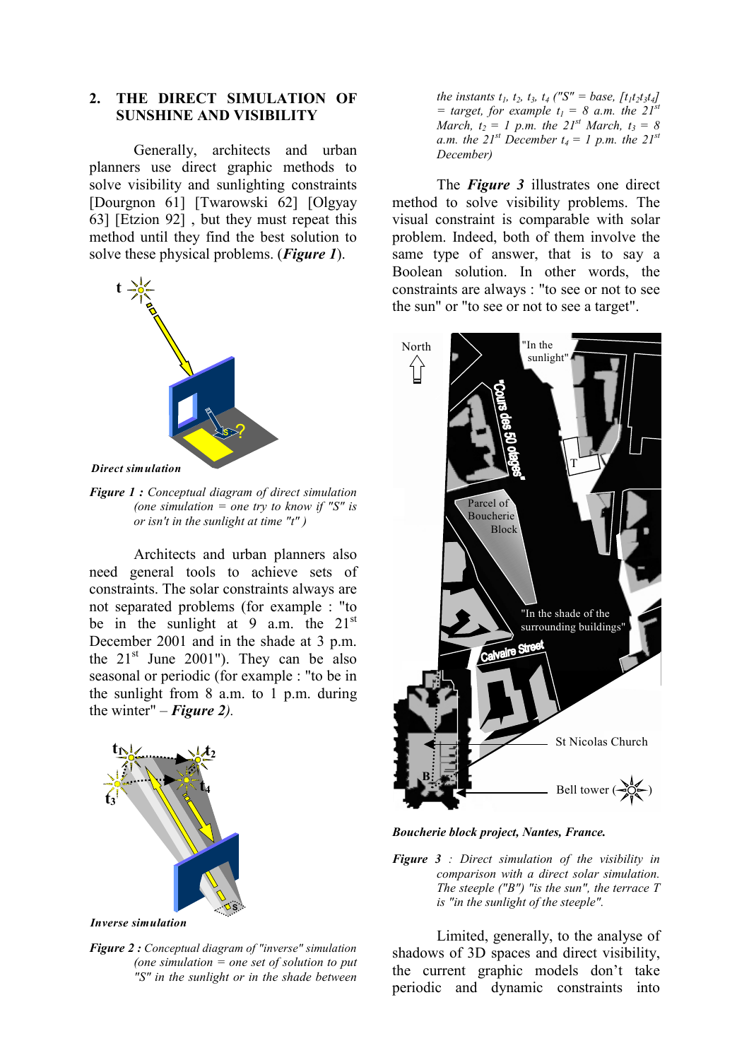## 2. THE DIRECT SIMULATION OF SUNSHINE AND VISIBILITY

Generally, architects and urban planners use direct graphic methods to solve visibility and sunlighting constraints [Dourgnon 61] [Twarowski 62] [Olgyay 63] [Etzion 92] , but they must repeat this method until they find the best solution to solve these physical problems. (***Figure 1***).

*Direct simulation*

***Figure 1 :*** *Conceptual diagram of direct simulation (one simulation = one try to know if "S" is or isn't in the sunlight at time "t" )*

Architects and urban planners also need general tools to achieve sets of constraints. The solar constraints always are not separated problems (for example : "to be in the sunlight at 9 a.m. the 21st December 2001 and in the shade at 3 p.m. the 21st June 2001"). They can be also seasonal or periodic (for example : "to be in the sunlight from 8 a.m. to 1 p.m. during the winter" – ***Figure 2****)*.

*Inverse simulation*

***Figure 2 :*** *Conceptual diagram of "inverse" simulation (one simulation = one set of solution to put "S" in the sunlight or in the shade between the instants $t_1$, $t_2$, $t_3$, $t_4$ ("S" = base, $[t_1t_2t_3t_4]$ = target, for example $t_1$ = 8 a.m. the 21st March, $t_2$ = 1 p.m. the 21st March, $t_3$ = 8 a.m. the 21st December $t_4$ = 1 p.m. the 21st December)*

The ***Figure 3*** illustrates one direct method to solve visibility problems. The visual constraint is comparable with solar problem. Indeed, both of them involve the same type of answer, that is to say a Boolean solution. In other words, the constraints are always : "to see or not to see the sun" or "to see or not to see a target".

***Boucherie block project, Nantes, France.***

***Figure 3*** *: Direct simulation of the visibility in comparison with a direct solar simulation. The steeple ("B") "is the sun", the terrace T is "in the sunlight of the steeple".*

Limited, generally, to the analyse of shadows of 3D spaces and direct visibility, the current graphic models don't take periodic and dynamic constraints into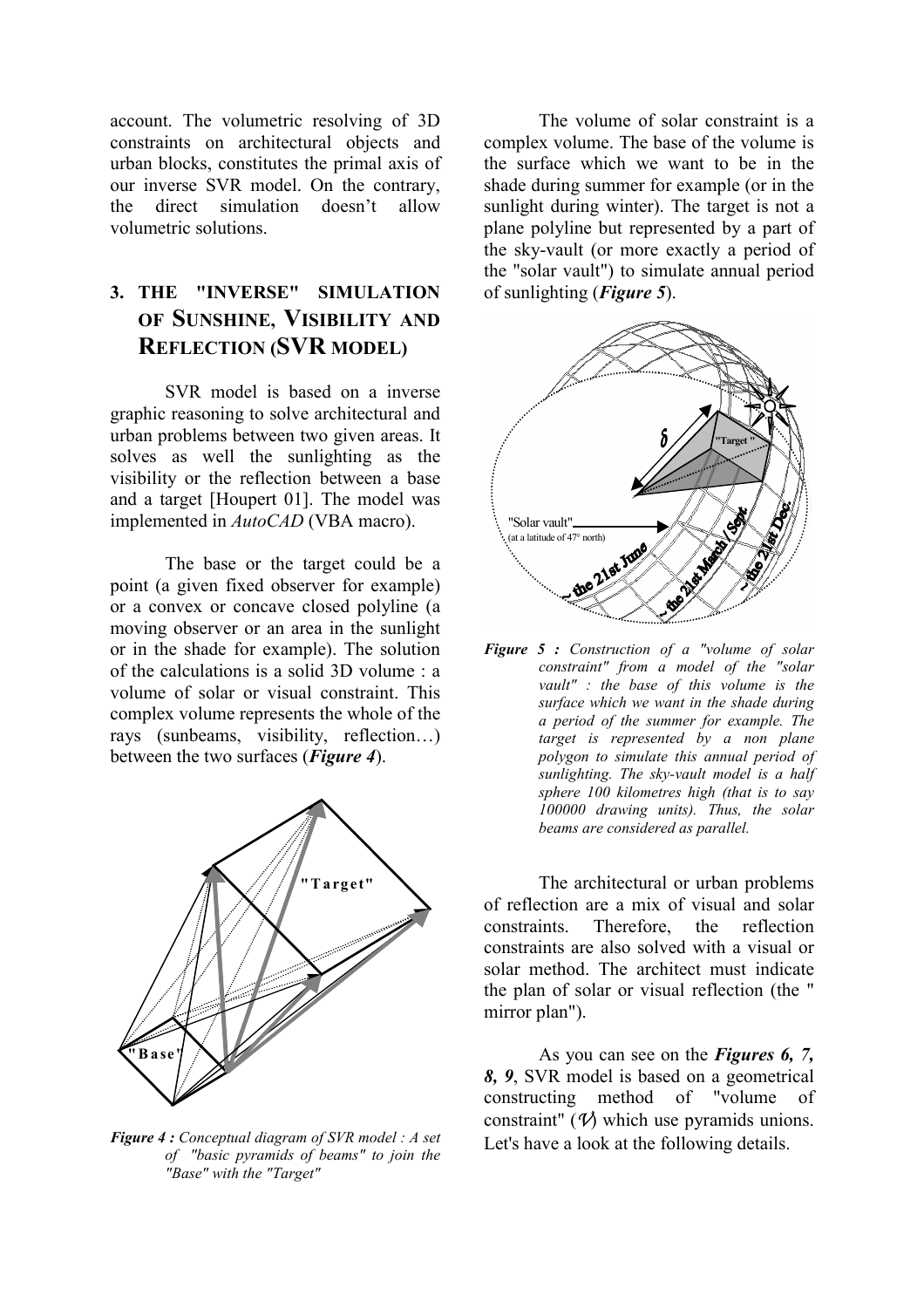account. The volumetric resolving of 3D constraints on architectural objects and urban blocks, constitutes the primal axis of our inverse SVR model. On the contrary, the direct simulation doesn't allow volumetric solutions.

## 3. THE "INVERSE" SIMULATION OF SUNSHINE, VISIBILITY AND REFLECTION (SVR MODEL)

SVR model is based on a inverse graphic reasoning to solve architectural and urban problems between two given areas. It solves as well the sunlighting as the visibility or the reflection between a base and a target [Houpert 01]. The model was implemented in *AutoCAD* (VBA macro).

The base or the target could be a point (a given fixed observer for example) or a convex or concave closed polyline (a moving observer or an area in the sunlight or in the shade for example). The solution of the calculations is a solid 3D volume : a volume of solar or visual constraint. This complex volume represents the whole of the rays (sunbeams, visibility, reflection…) between the two surfaces (***Figure 4***).

***Figure 4 :*** *Conceptual diagram of SVR model : A set of "basic pyramids of beams" to join the "Base" with the "Target"*

The volume of solar constraint is a complex volume. The base of the volume is the surface which we want to be in the shade during summer for example (or in the sunlight during winter). The target is not a plane polyline but represented by a part of the sky-vault (or more exactly a period of the "solar vault") to simulate annual period of sunlighting (***Figure 5***).

***Figure 5 :*** *Construction of a "volume of solar constraint" from a model of the "solar vault" : the base of this volume is the surface which we want in the shade during a period of the summer for example. The target is represented by a non plane polygon to simulate this annual period of sunlighting. The sky-vault model is a half sphere 100 kilometres high (that is to say 100000 drawing units). Thus, the solar beams are considered as parallel.*

The architectural or urban problems of reflection are a mix of visual and solar constraints. Therefore, the reflection constraints are also solved with a visual or solar method. The architect must indicate the plan of solar or visual reflection (the " mirror plan").

As you can see on the ***Figures 6, 7, 8, 9***, SVR model is based on a geometrical constructing method of "volume of constraint" ($\mathcal{V}$) which use pyramids unions. Let's have a look at the following details.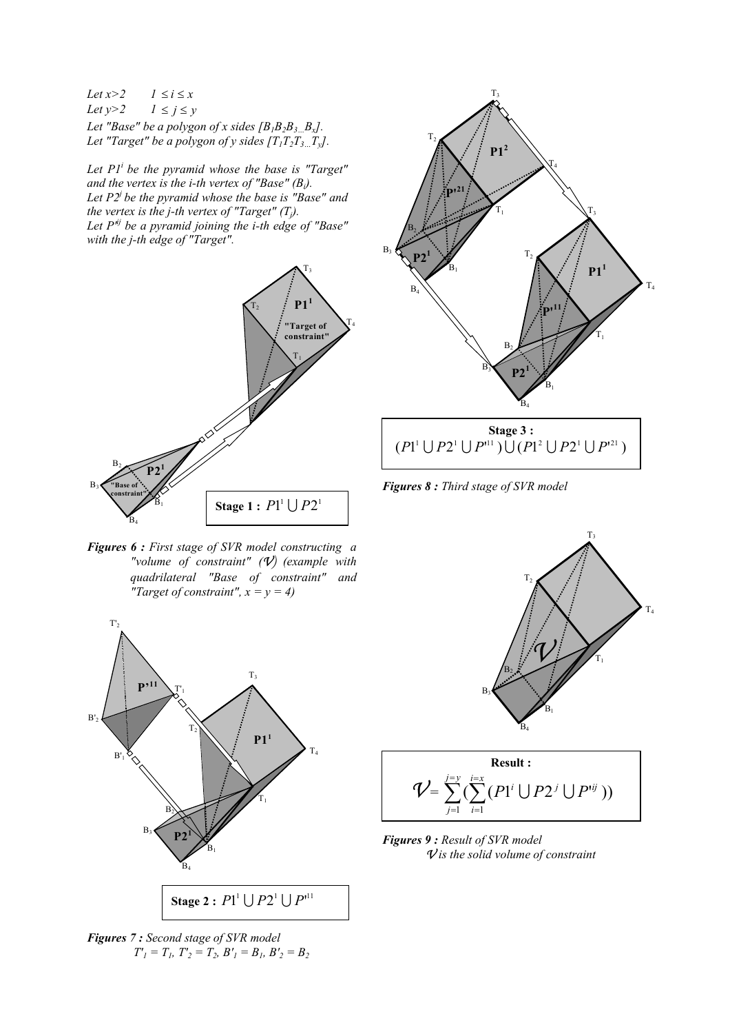*Let $x>2$ $\quad 1 \leq i \leq x$*
*Let $y>2$ $\quad 1 \leq j \leq y$*
*Let "Base" be a polygon of x sides $[B_1B_2B_3...B_x]$.*
*Let "Target" be a polygon of y sides $[T_1T_2T_3...T_y]$.*

*Let $P1^i$ be the pyramid whose the base is "Target" and the vertex is the i-th vertex of "Base" ($B_i$).*
*Let $P2^j$ be the pyramid whose the base is "Base" and the vertex is the j-th vertex of "Target" ($T_j$).*
*Let $P'^{ij}$ be a pyramid joining the i-th edge of "Base" with the j-th edge of "Target".*

**Stage 1 :** $P1^1 \bigcup P2^1$

***Figures 6 :** First stage of SVR model constructing a "volume of constraint" ($\mathcal{V}$) (example with quadrilateral "Base of constraint" and "Target of constraint", x = y = 4)*

**Stage 2 :** $P1^1 \bigcup P2^1 \bigcup P'^{11}$

***Figures 7 :** Second stage of SVR model*
*$T'_1 = T_1$, $T'_2 = T_2$, $B'_1 = B_1$, $B'_2 = B_2$*

**Stage 3 :**
$$(P1^1 \bigcup P2^1 \bigcup P'^{11}) \bigcup (P1^2 \bigcup P2^1 \bigcup P'^{21})$$

***Figures 8 :** Third stage of SVR model*

**Result :**
$$\mathcal{V} = \sum_{j=1}^{j=y} \left( \sum_{i=1}^{i=x} (P1^i \bigcup P2^j \bigcup P'^{ij}) \right)$$

***Figures 9 :** Result of SVR model*
*$\mathcal{V}$ is the solid volume of constraint*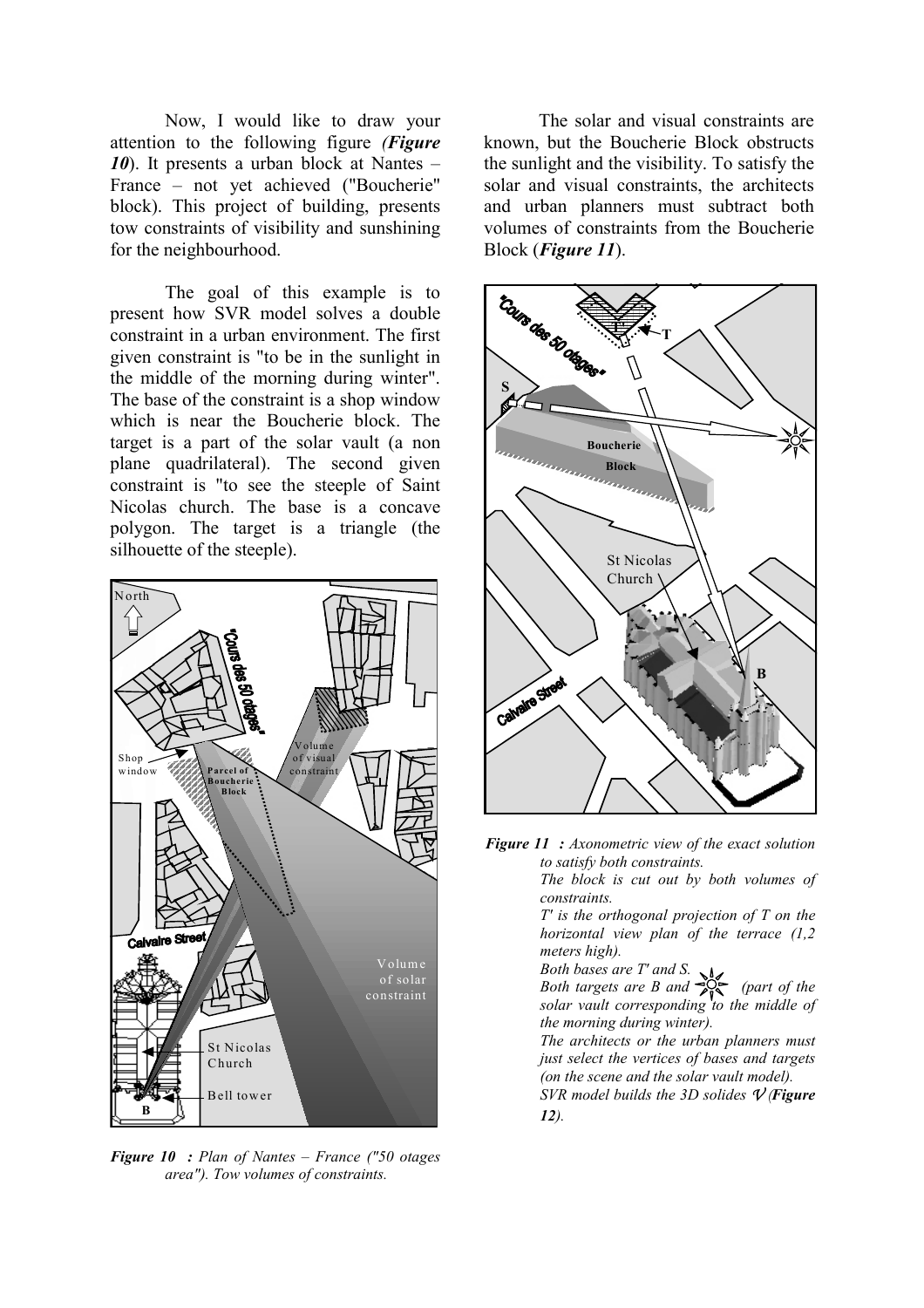Now, I would like to draw your attention to the following figure *(**Figure 10**)*. It presents a urban block at Nantes – France – not yet achieved ("Boucherie" block). This project of building, presents tow constraints of visibility and sunshining for the neighbourhood.

The goal of this example is to present how SVR model solves a double constraint in a urban environment. The first given constraint is "to be in the sunlight in the middle of the morning during winter". The base of the constraint is a shop window which is near the Boucherie block. The target is a part of the solar vault (a non plane quadrilateral). The second given constraint is "to see the steeple of Saint Nicolas church. The base is a concave polygon. The target is a triangle (the silhouette of the steeple).

***Figure 10 :*** *Plan of Nantes – France ("50 otages area"). Tow volumes of constraints.*

The solar and visual constraints are known, but the Boucherie Block obstructs the sunlight and the visibility. To satisfy the solar and visual constraints, the architects and urban planners must subtract both volumes of constraints from the Boucherie Block (***Figure 11***).

***Figure 11 :*** *Axonometric view of the exact solution to satisfy both constraints.*
*The block is cut out by both volumes of constraints.*
*T' is the orthogonal projection of T on the horizontal view plan of the terrace (1,2 meters high).*
*Both bases are T' and S.*
*Both targets are B and ☼ (part of the solar vault corresponding to the middle of the morning during winter).*
*The architects or the urban planners must just select the vertices of bases and targets (on the scene and the solar vault model).*
*SVR model builds the 3D solides $\mathcal{V}$ (**Figure 12**).*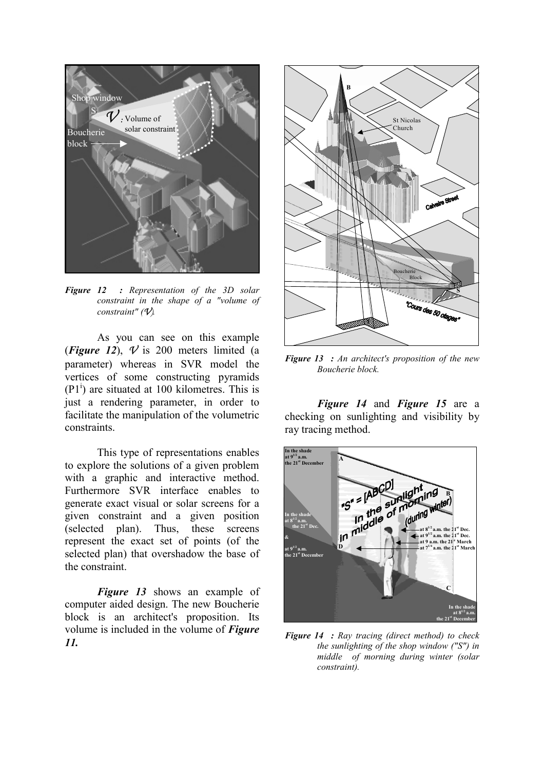*Figure 12 : Representation of the 3D solar constraint in the shape of a "volume of constraint" ($\mathcal{V}$).*

As you can see on this example (***Figure 12***), $\mathcal{V}$ is 200 meters limited (a parameter) whereas in SVR model the vertices of some constructing pyramids ($P1^i$) are situated at 100 kilometres. This is just a rendering parameter, in order to facilitate the manipulation of the volumetric constraints.

This type of representations enables to explore the solutions of a given problem with a graphic and interactive method. Furthermore SVR interface enables to generate exact visual or solar screens for a given constraint and a given position (selected plan). Thus, these screens represent the exact set of points (of the selected plan) that overshadow the base of the constraint.

***Figure 13*** shows an example of computer aided design. The new Boucherie block is an architect's proposition. Its volume is included in the volume of ***Figure 11.***

*Figure 13 : An architect's proposition of the new Boucherie block.*

***Figure 14*** and ***Figure 15*** are a checking on sunlighting and visibility by ray tracing method.

*Figure 14 : Ray tracing (direct method) to check the sunlighting of the shop window ("S") in middle of morning during winter (solar constraint).*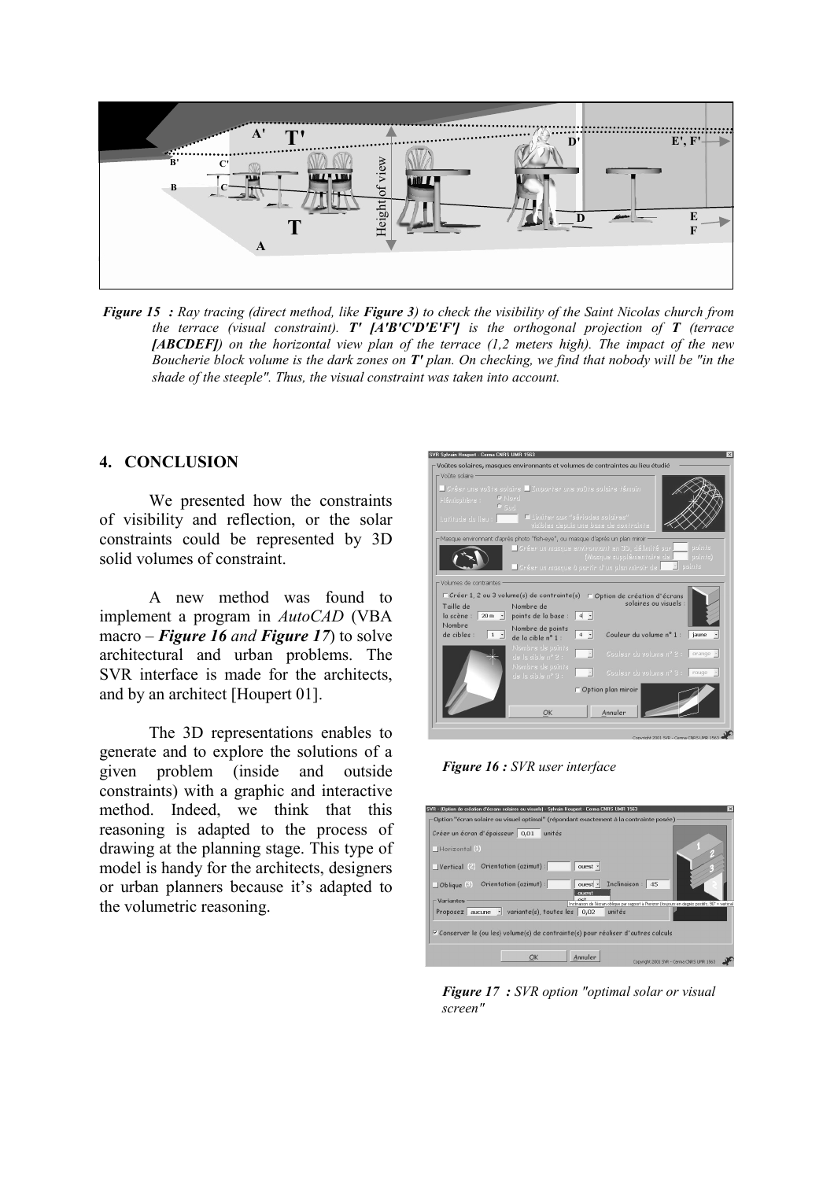*Figure 15 : Ray tracing (direct method, like **Figure 3**) to check the visibility of the Saint Nicolas church from the terrace (visual constraint). **T' [A'B'C'D'E'F']** is the orthogonal projection of **T** (terrace **[ABCDEF]**) on the horizontal view plan of the terrace (1,2 meters high). The impact of the new Boucherie block volume is the dark zones on **T'** plan. On checking, we find that nobody will be "in the shade of the steeple". Thus, the visual constraint was taken into account.*

## 4. CONCLUSION

We presented how the constraints of visibility and reflection, or the solar constraints could be represented by 3D solid volumes of constraint.

A new method was found to implement a program in *AutoCAD* (VBA macro – ***Figure 16** and **Figure 17***) to solve architectural and urban problems. The SVR interface is made for the architects, and by an architect [Houpert 01].

The 3D representations enables to generate and to explore the solutions of a given problem (inside and outside constraints) with a graphic and interactive method. Indeed, we think that this reasoning is adapted to the process of drawing at the planning stage. This type of model is handy for the architects, designers or urban planners because it's adapted to the volumetric reasoning.

***Figure 16 :** SVR user interface*

***Figure 17 :** SVR option "optimal solar or visual screen"*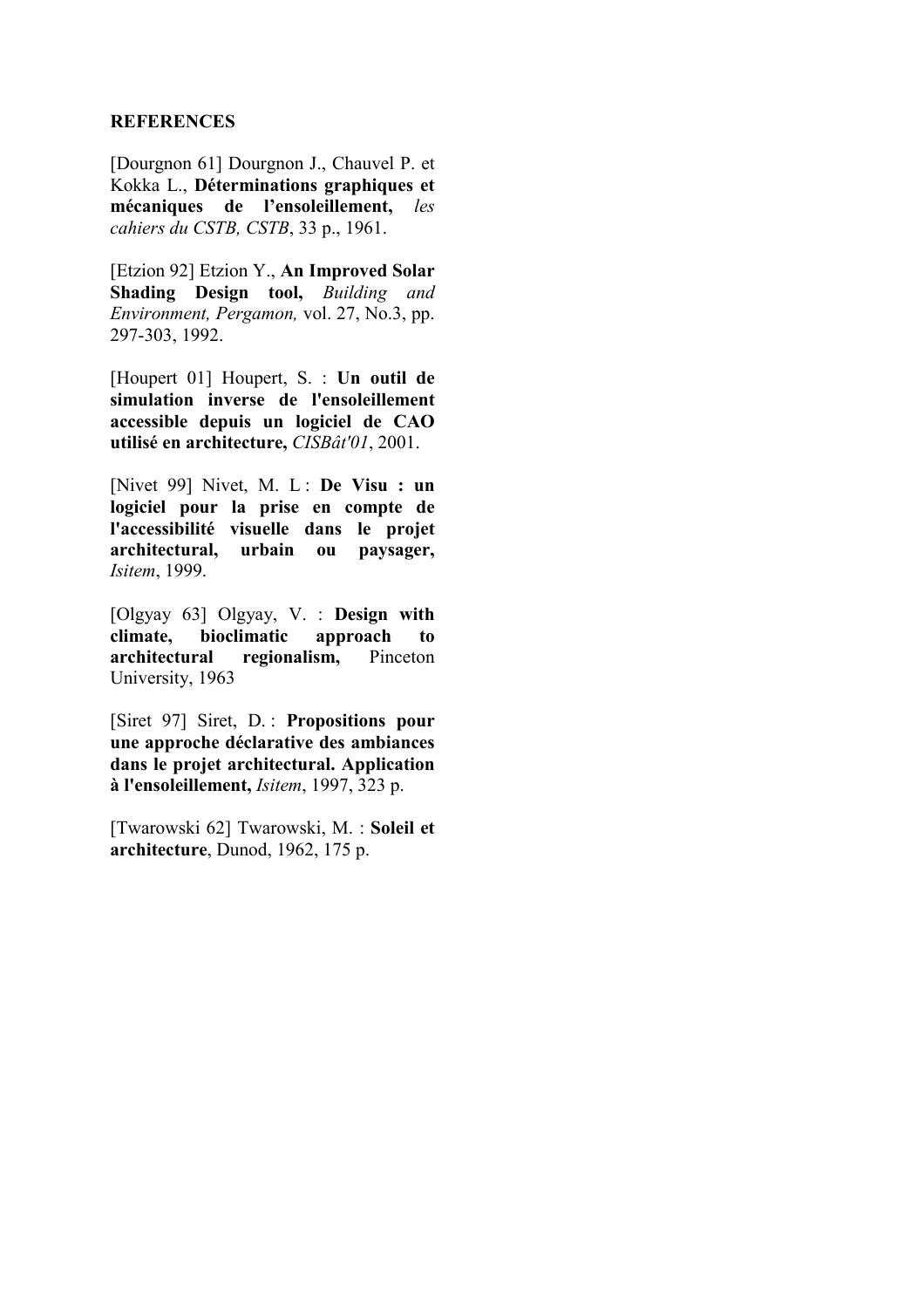**REFERENCES**

[Dourgnon 61] Dourgnon J., Chauvel P. et Kokka L., **Déterminations graphiques et mécaniques de l'ensoleillement,** *les cahiers du CSTB, CSTB*, 33 p., 1961.

[Etzion 92] Etzion Y., **An Improved Solar Shading Design tool,** *Building and Environment, Pergamon,* vol. 27, No.3, pp. 297-303, 1992.

[Houpert 01] Houpert, S. : **Un outil de simulation inverse de l'ensoleillement accessible depuis un logiciel de CAO utilisé en architecture,** *CISBât'01*, 2001.

[Nivet 99] Nivet, M. L : **De Visu : un logiciel pour la prise en compte de l'accessibilité visuelle dans le projet architectural, urbain ou paysager,** *Isitem*, 1999.

[Olgyay 63] Olgyay, V. : **Design with climate, bioclimatic approach to architectural regionalism,** Pinceton University, 1963

[Siret 97] Siret, D. : **Propositions pour une approche déclarative des ambiances dans le projet architectural. Application à l'ensoleillement,** *Isitem*, 1997, 323 p.

[Twarowski 62] Twarowski, M. : **Soleil et architecture**, Dunod, 1962, 175 p.